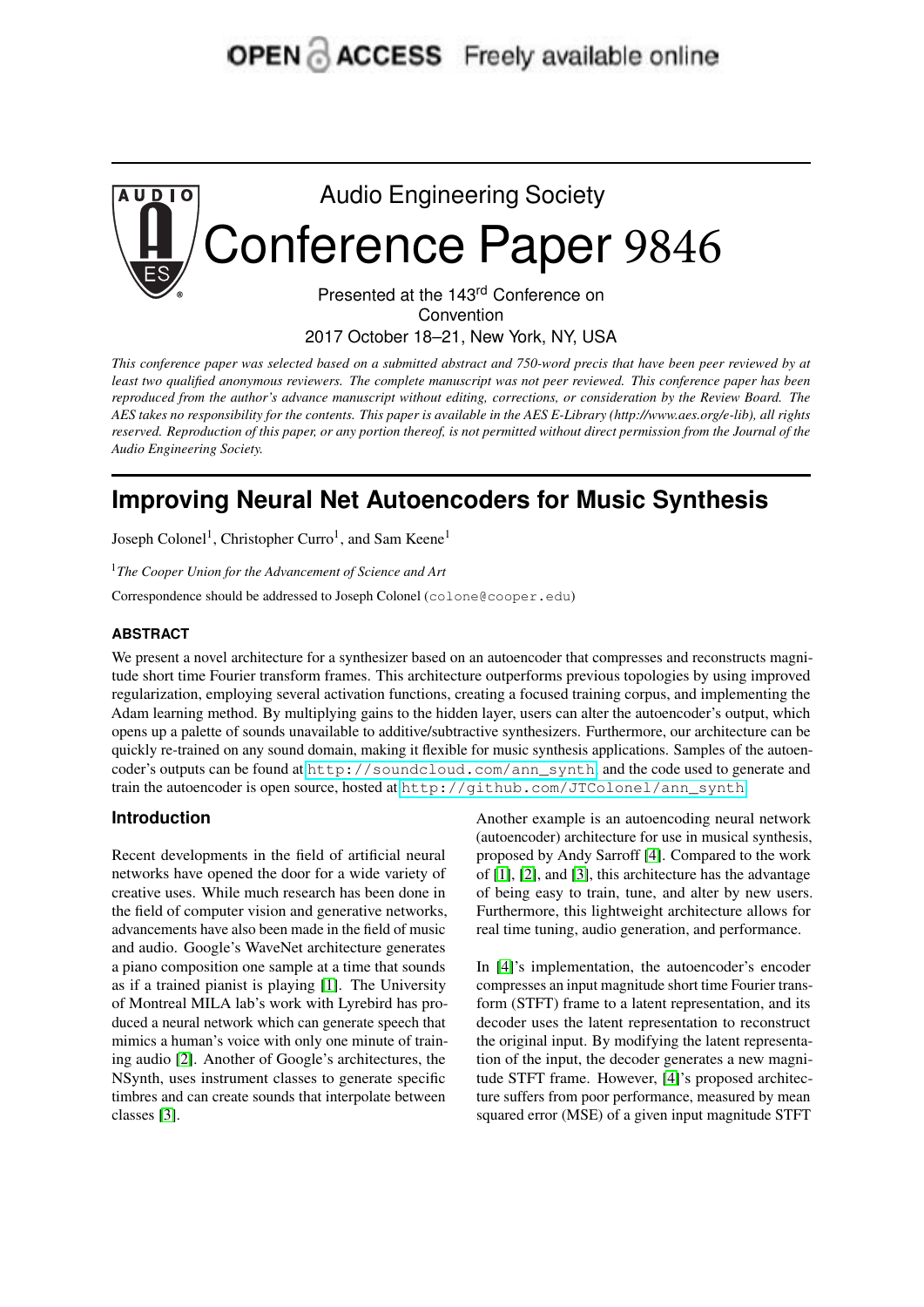OPEN ACCESS Freely available online

Audio Engineering Society

# Conference Paper 9846

Presented at the 143rd Conference on Convention
2017 October 18–21, New York, NY, USA

*This conference paper was selected based on a submitted abstract and 750-word precis that have been peer reviewed by at least two qualified anonymous reviewers. The complete manuscript was not peer reviewed. This conference paper has been reproduced from the author's advance manuscript without editing, corrections, or consideration by the Review Board. The AES takes no responsibility for the contents. This paper is available in the AES E-Library (http://www.aes.org/e-lib), all rights reserved. Reproduction of this paper, or any portion thereof, is not permitted without direct permission from the Journal of the Audio Engineering Society.*

# Improving Neural Net Autoencoders for Music Synthesis

Joseph Colonel[1], Christopher Curro[1], and Sam Keene[1]

[1] *The Cooper Union for the Advancement of Science and Art*

Correspondence should be addressed to Joseph Colonel (colone@cooper.edu)

### ABSTRACT

We present a novel architecture for a synthesizer based on an autoencoder that compresses and reconstructs magnitude short time Fourier transform frames. This architecture outperforms previous topologies by using improved regularization, employing several activation functions, creating a focused training corpus, and implementing the Adam learning method. By multiplying gains to the hidden layer, users can alter the autoencoder's output, which opens up a palette of sounds unavailable to additive/subtractive synthesizers. Furthermore, our architecture can be quickly re-trained on any sound domain, making it flexible for music synthesis applications. Samples of the autoencoder's outputs can be found at http://soundcloud.com/ann_synth, and the code used to generate and train the autoencoder is open source, hosted at http://github.com/JTColonel/ann_synth.

## Introduction

Recent developments in the field of artificial neural networks have opened the door for a wide variety of creative uses. While much research has been done in the field of computer vision and generative networks, advancements have also been made in the field of music and audio. Google's WaveNet architecture generates a piano composition one sample at a time that sounds as if a trained pianist is playing [1]. The University of Montreal MILA lab's work with Lyrebird has produced a neural network which can generate speech that mimics a human's voice with only one minute of training audio [2]. Another of Google's architectures, the NSynth, uses instrument classes to generate specific timbres and can create sounds that interpolate between classes [3].

Another example is an autoencoding neural network (autoencoder) architecture for use in musical synthesis, proposed by Andy Sarroff [4]. Compared to the work of [1], [2], and [3], this architecture has the advantage of being easy to train, tune, and alter by new users. Furthermore, this lightweight architecture allows for real time tuning, audio generation, and performance.

In [4]'s implementation, the autoencoder's encoder compresses an input magnitude short time Fourier transform (STFT) frame to a latent representation, and its decoder uses the latent representation to reconstruct the original input. By modifying the latent representation of the input, the decoder generates a new magnitude STFT frame. However, [4]'s proposed architecture suffers from poor performance, measured by mean squared error (MSE) of a given input magnitude STFT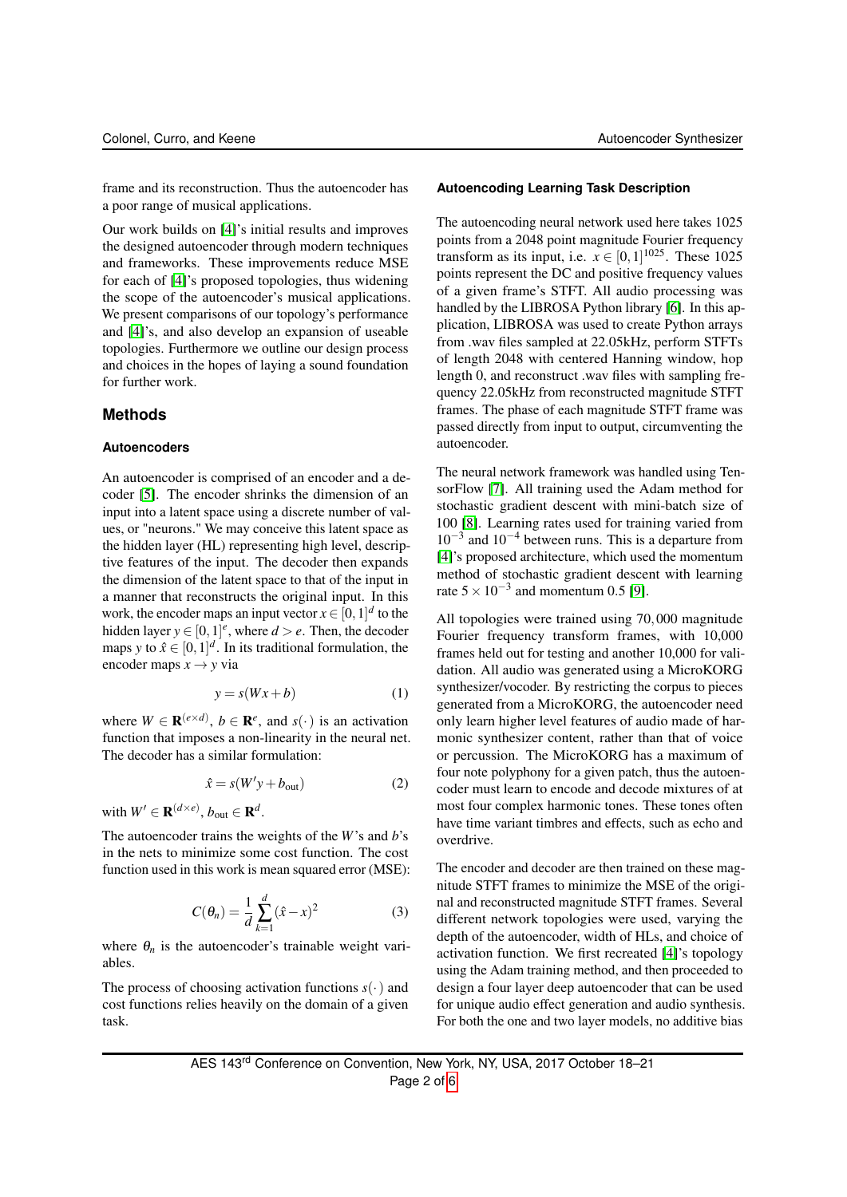frame and its reconstruction. Thus the autoencoder has a poor range of musical applications.

Our work builds on [4]'s initial results and improves the designed autoencoder through modern techniques and frameworks. These improvements reduce MSE for each of [4]'s proposed topologies, thus widening the scope of the autoencoder's musical applications. We present comparisons of our topology's performance and [4]'s, and also develop an expansion of useable topologies. Furthermore we outline our design process and choices in the hopes of laying a sound foundation for further work.

## Methods

### Autoencoders

An autoencoder is comprised of an encoder and a decoder [5]. The encoder shrinks the dimension of an input into a latent space using a discrete number of values, or "neurons." We may conceive this latent space as the hidden layer (HL) representing high level, descriptive features of the input. The decoder then expands the dimension of the latent space to that of the input in a manner that reconstructs the original input. In this work, the encoder maps an input vector $x \in [0,1]^d$ to the hidden layer $y \in [0,1]^e$, where $d > e$. Then, the decoder maps $y$ to $\hat{x} \in [0,1]^d$. In its traditional formulation, the encoder maps $x \to y$ via

$$y = s(Wx + b) \tag{1}$$

where $W \in \mathbf{R}^{(e \times d)}$, $b \in \mathbf{R}^e$, and $s(\cdot)$ is an activation function that imposes a non-linearity in the neural net. The decoder has a similar formulation:

$$\hat{x} = s(W'y + b_{\text{out}}) \tag{2}$$

with $W' \in \mathbf{R}^{(d \times e)}$, $b_{\text{out}} \in \mathbf{R}^d$.

The autoencoder trains the weights of the $W$'s and $b$'s in the nets to minimize some cost function. The cost function used in this work is mean squared error (MSE):

$$C(\theta_n) = \frac{1}{d} \sum_{k=1}^{d} (\hat{x} - x)^2 \tag{3}$$

where $\theta_n$ is the autoencoder's trainable weight variables.

The process of choosing activation functions $s(\cdot)$ and cost functions relies heavily on the domain of a given task.

### Autoencoding Learning Task Description

The autoencoding neural network used here takes 1025 points from a 2048 point magnitude Fourier frequency transform as its input, i.e. $x \in [0,1]^{1025}$. These 1025 points represent the DC and positive frequency values of a given frame's STFT. All audio processing was handled by the LIBROSA Python library [6]. In this application, LIBROSA was used to create Python arrays from .wav files sampled at 22.05kHz, perform STFTs of length 2048 with centered Hanning window, hop length 0, and reconstruct .wav files with sampling frequency 22.05kHz from reconstructed magnitude STFT frames. The phase of each magnitude STFT frame was passed directly from input to output, circumventing the autoencoder.

The neural network framework was handled using TensorFlow [7]. All training used the Adam method for stochastic gradient descent with mini-batch size of 100 [8]. Learning rates used for training varied from $10^{-3}$ and $10^{-4}$ between runs. This is a departure from [4]'s proposed architecture, which used the momentum method of stochastic gradient descent with learning rate $5 \times 10^{-3}$ and momentum 0.5 [9].

All topologies were trained using $70,000$ magnitude Fourier frequency transform frames, with 10,000 frames held out for testing and another 10,000 for validation. All audio was generated using a MicroKORG synthesizer/vocoder. By restricting the corpus to pieces generated from a MicroKORG, the autoencoder need only learn higher level features of audio made of harmonic synthesizer content, rather than that of voice or percussion. The MicroKORG has a maximum of four note polyphony for a given patch, thus the autoencoder must learn to encode and decode mixtures of at most four complex harmonic tones. These tones often have time variant timbres and effects, such as echo and overdrive.

The encoder and decoder are then trained on these magnitude STFT frames to minimize the MSE of the original and reconstructed magnitude STFT frames. Several different network topologies were used, varying the depth of the autoencoder, width of HLs, and choice of activation function. We first recreated [4]'s topology using the Adam training method, and then proceeded to design a four layer deep autoencoder that can be used for unique audio effect generation and audio synthesis. For both the one and two layer models, no additive bias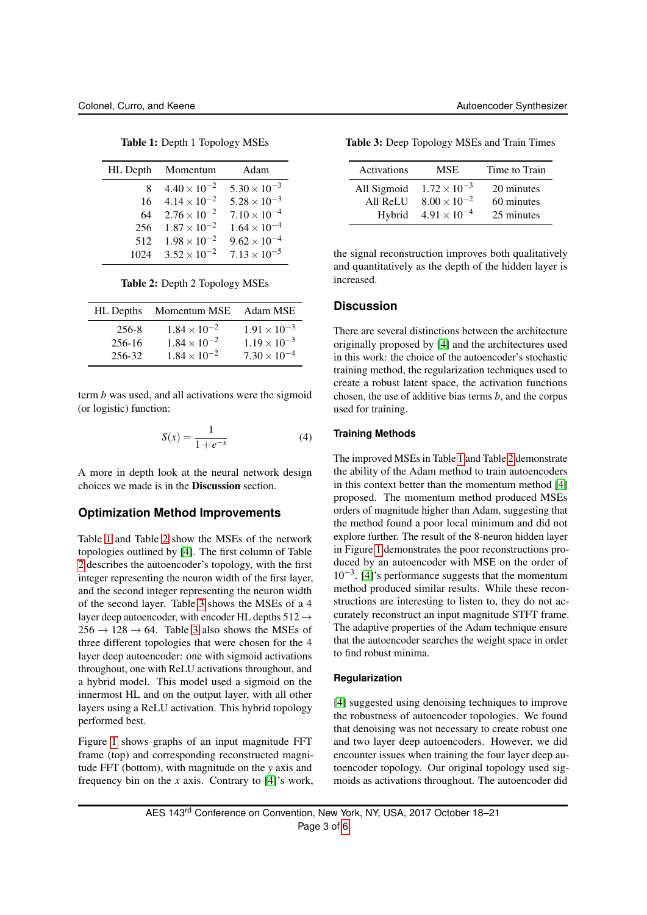**Table 1:** Depth 1 Topology MSEs

| HL Depth | Momentum | Adam |
|---|---|---|
| 8 | $4.40 \times 10^{-2}$ | $5.30 \times 10^{-3}$ |
| 16 | $4.14 \times 10^{-2}$ | $5.28 \times 10^{-3}$ |
| 64 | $2.76 \times 10^{-2}$ | $7.10 \times 10^{-4}$ |
| 256 | $1.87 \times 10^{-2}$ | $1.64 \times 10^{-4}$ |
| 512 | $1.98 \times 10^{-2}$ | $9.62 \times 10^{-4}$ |
| 1024 | $3.52 \times 10^{-2}$ | $7.13 \times 10^{-5}$ |

**Table 2:** Depth 2 Topology MSEs

| HL Depths | Momentum MSE | Adam MSE |
|---|---|---|
| 256-8 | $1.84 \times 10^{-2}$ | $1.91 \times 10^{-3}$ |
| 256-16 | $1.84 \times 10^{-2}$ | $1.19 \times 10^{-3}$ |
| 256-32 | $1.84 \times 10^{-2}$ | $7.30 \times 10^{-4}$ |

term $b$ was used, and all activations were the sigmoid (or logistic) function:

$$S(x) = \frac{1}{1+e^{-x}} \tag{4}$$

A more in depth look at the neural network design choices we made is in the **Discussion** section.

## Optimization Method Improvements

Table 1 and Table 2 show the MSEs of the network topologies outlined by [4]. The first column of Table 2 describes the autoencoder's topology, with the first integer representing the neuron width of the first layer, and the second integer representing the neuron width of the second layer. Table 3 shows the MSEs of a 4 layer deep autoencoder, with encoder HL depths $512 \rightarrow 256 \rightarrow 128 \rightarrow 64$. Table 3 also shows the MSEs of three different topologies that were chosen for the 4 layer deep autoencoder: one with sigmoid activations throughout, one with ReLU activations throughout, and a hybrid model. This model used a sigmoid on the innermost HL and on the output layer, with all other layers using a ReLU activation. This hybrid topology performed best.

Figure 1 shows graphs of an input magnitude FFT frame (top) and corresponding reconstructed magnitude FFT (bottom), with magnitude on the $y$ axis and frequency bin on the $x$ axis. Contrary to [4]'s work,

**Table 3:** Deep Topology MSEs and Train Times

| Activations | MSE | Time to Train |
|---|---|---|
| All Sigmoid | $1.72 \times 10^{-3}$ | 20 minutes |
| All ReLU | $8.00 \times 10^{-2}$ | 60 minutes |
| Hybrid | $4.91 \times 10^{-4}$ | 25 minutes |

the signal reconstruction improves both qualitatively and quantitatively as the depth of the hidden layer is increased.

## Discussion

There are several distinctions between the architecture originally proposed by [4] and the architectures used in this work: the choice of the autoencoder's stochastic training method, the regularization techniques used to create a robust latent space, the activation functions chosen, the use of additive bias terms $b$, and the corpus used for training.

### Training Methods

The improved MSEs in Table 1 and Table 2 demonstrate the ability of the Adam method to train autoencoders in this context better than the momentum method [4] proposed. The momentum method produced MSEs orders of magnitude higher than Adam, suggesting that the method found a poor local minimum and did not explore further. The result of the 8-neuron hidden layer in Figure 1 demonstrates the poor reconstructions produced by an autoencoder with MSE on the order of $10^{-3}$. [4]'s performance suggests that the momentum method produced similar results. While these reconstructions are interesting to listen to, they do not accurately reconstruct an input magnitude STFT frame. The adaptive properties of the Adam technique ensure that the autoencoder searches the weight space in order to find robust minima.

### Regularization

[4] suggested using denoising techniques to improve the robustness of autoencoder topologies. We found that denoising was not necessary to create robust one and two layer deep autoencoders. However, we did encounter issues when training the four layer deep autoencoder topology. Our original topology used sigmoids as activations throughout. The autoencoder did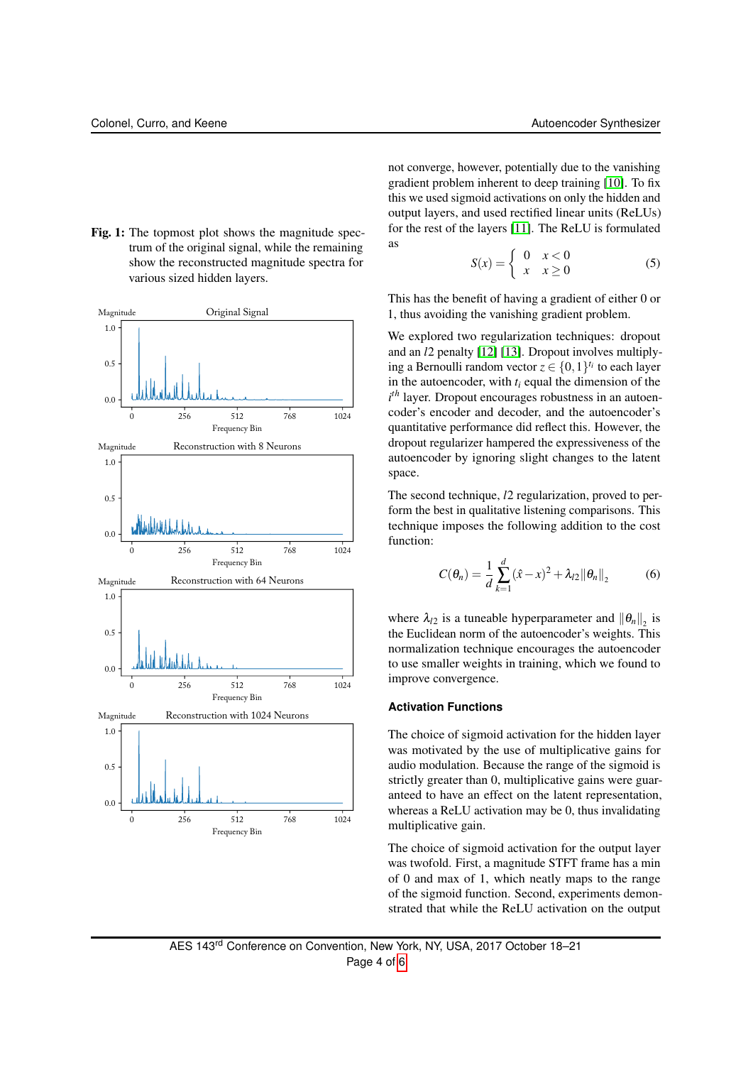**Fig. 1:** The topmost plot shows the magnitude spectrum of the original signal, while the remaining show the reconstructed magnitude spectra for various sized hidden layers.

not converge, however, potentially due to the vanishing gradient problem inherent to deep training [10]. To fix this we used sigmoid activations on only the hidden and output layers, and used rectified linear units (ReLUs) for the rest of the layers [11]. The ReLU is formulated as

$$S(x) = \begin{cases} 0 & x < 0 \\ x & x \geq 0 \end{cases} \tag{5}$$

This has the benefit of having a gradient of either 0 or 1, thus avoiding the vanishing gradient problem.

We explored two regularization techniques: dropout and an $l2$ penalty [12] [13]. Dropout involves multiplying a Bernoulli random vector $z \in \{0,1\}^{t_i}$ to each layer in the autoencoder, with $t_i$ equal the dimension of the $i^{th}$ layer. Dropout encourages robustness in an autoencoder's encoder and decoder, and the autoencoder's quantitative performance did reflect this. However, the dropout regularizer hampered the expressiveness of the autoencoder by ignoring slight changes to the latent space.

The second technique, $l2$ regularization, proved to perform the best in qualitative listening comparisons. This technique imposes the following addition to the cost function:

$$C(\theta_n) = \frac{1}{d}\sum_{k=1}^{d}(\hat{x} - x)^2 + \lambda_{l2}\|\theta_n\|_2 \tag{6}$$

where $\lambda_{l2}$ is a tuneable hyperparameter and $\|\theta_n\|_2$ is the Euclidean norm of the autoencoder's weights. This normalization technique encourages the autoencoder to use smaller weights in training, which we found to improve convergence.

### Activation Functions

The choice of sigmoid activation for the hidden layer was motivated by the use of multiplicative gains for audio modulation. Because the range of the sigmoid is strictly greater than 0, multiplicative gains were guaranteed to have an effect on the latent representation, whereas a ReLU activation may be 0, thus invalidating multiplicative gain.

The choice of sigmoid activation for the output layer was twofold. First, a magnitude STFT frame has a min of 0 and max of 1, which neatly maps to the range of the sigmoid function. Second, experiments demonstrated that while the ReLU activation on the output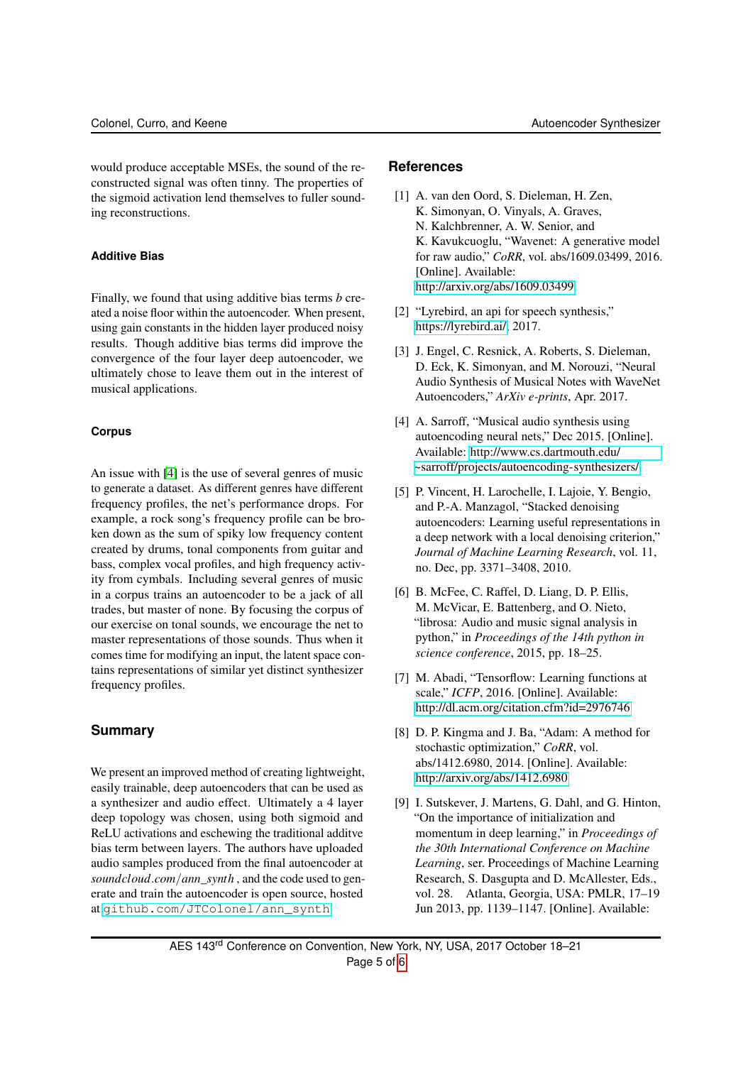would produce acceptable MSEs, the sound of the reconstructed signal was often tinny. The properties of the sigmoid activation lend themselves to fuller sounding reconstructions.

### Additive Bias

Finally, we found that using additive bias terms $b$ created a noise floor within the autoencoder. When present, using gain constants in the hidden layer produced noisy results. Though additive bias terms did improve the convergence of the four layer deep autoencoder, we ultimately chose to leave them out in the interest of musical applications.

### Corpus

An issue with [4] is the use of several genres of music to generate a dataset. As different genres have different frequency profiles, the net's performance drops. For example, a rock song's frequency profile can be broken down as the sum of spiky low frequency content created by drums, tonal components from guitar and bass, complex vocal profiles, and high frequency activity from cymbals. Including several genres of music in a corpus trains an autoencoder to be a jack of all trades, but master of none. By focusing the corpus of our exercise on tonal sounds, we encourage the net to master representations of those sounds. Thus when it comes time for modifying an input, the latent space contains representations of similar yet distinct synthesizer frequency profiles.

## Summary

We present an improved method of creating lightweight, easily trainable, deep autoencoders that can be used as a synthesizer and audio effect. Ultimately a 4 layer deep topology was chosen, using both sigmoid and ReLU activations and eschewing the traditional additve bias term between layers. The authors have uploaded audio samples produced from the final autoencoder at *soundcloud.com/ann_synth* , and the code used to generate and train the autoencoder is open source, hosted at `github.com/JTColonel/ann_synth`

## References

[1] A. van den Oord, S. Dieleman, H. Zen, K. Simonyan, O. Vinyals, A. Graves, N. Kalchbrenner, A. W. Senior, and K. Kavukcuoglu, "Wavenet: A generative model for raw audio," *CoRR*, vol. abs/1609.03499, 2016. [Online]. Available: http://arxiv.org/abs/1609.03499

[2] "Lyrebird, an api for speech synthesis," https://lyrebird.ai/, 2017.

[3] J. Engel, C. Resnick, A. Roberts, S. Dieleman, D. Eck, K. Simonyan, and M. Norouzi, "Neural Audio Synthesis of Musical Notes with WaveNet Autoencoders," *ArXiv e-prints*, Apr. 2017.

[4] A. Sarroff, "Musical audio synthesis using autoencoding neural nets," Dec 2015. [Online]. Available: http://www.cs.dartmouth.edu/~sarroff/projects/autoencoding-synthesizers/

[5] P. Vincent, H. Larochelle, I. Lajoie, Y. Bengio, and P.-A. Manzagol, "Stacked denoising autoencoders: Learning useful representations in a deep network with a local denoising criterion," *Journal of Machine Learning Research*, vol. 11, no. Dec, pp. 3371–3408, 2010.

[6] B. McFee, C. Raffel, D. Liang, D. P. Ellis, M. McVicar, E. Battenberg, and O. Nieto, "librosa: Audio and music signal analysis in python," in *Proceedings of the 14th python in science conference*, 2015, pp. 18–25.

[7] M. Abadi, "Tensorflow: Learning functions at scale," *ICFP*, 2016. [Online]. Available: http://dl.acm.org/citation.cfm?id=2976746

[8] D. P. Kingma and J. Ba, "Adam: A method for stochastic optimization," *CoRR*, vol. abs/1412.6980, 2014. [Online]. Available: http://arxiv.org/abs/1412.6980

[9] I. Sutskever, J. Martens, G. Dahl, and G. Hinton, "On the importance of initialization and momentum in deep learning," in *Proceedings of the 30th International Conference on Machine Learning*, ser. Proceedings of Machine Learning Research, S. Dasgupta and D. McAllester, Eds., vol. 28. Atlanta, Georgia, USA: PMLR, 17–19 Jun 2013, pp. 1139–1147. [Online]. Available: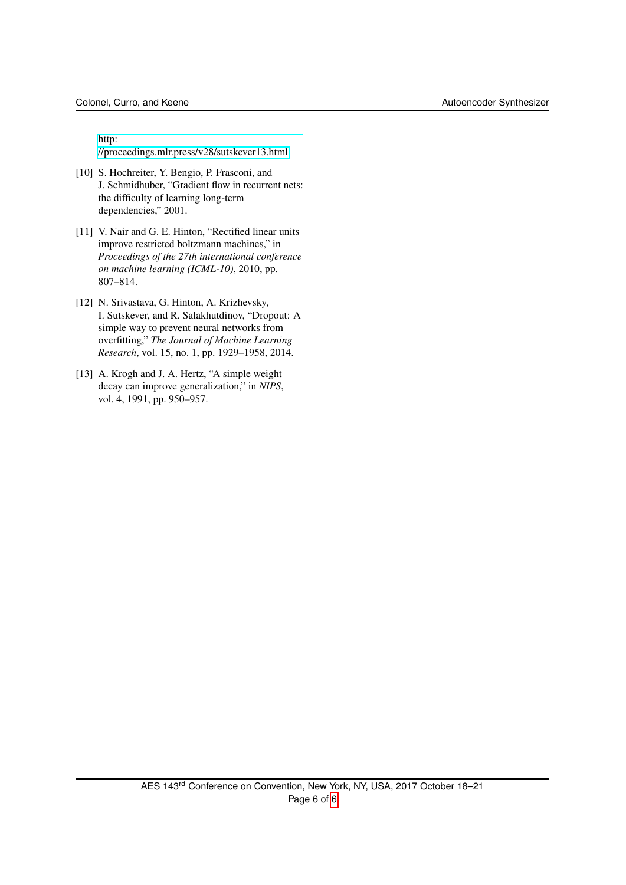http://proceedings.mlr.press/v28/sutskever13.html

[10] S. Hochreiter, Y. Bengio, P. Frasconi, and J. Schmidhuber, "Gradient flow in recurrent nets: the difficulty of learning long-term dependencies," 2001.

[11] V. Nair and G. E. Hinton, "Rectified linear units improve restricted boltzmann machines," in *Proceedings of the 27th international conference on machine learning (ICML-10)*, 2010, pp. 807–814.

[12] N. Srivastava, G. Hinton, A. Krizhevsky, I. Sutskever, and R. Salakhutdinov, "Dropout: A simple way to prevent neural networks from overfitting," *The Journal of Machine Learning Research*, vol. 15, no. 1, pp. 1929–1958, 2014.

[13] A. Krogh and J. A. Hertz, "A simple weight decay can improve generalization," in *NIPS*, vol. 4, 1991, pp. 950–957.